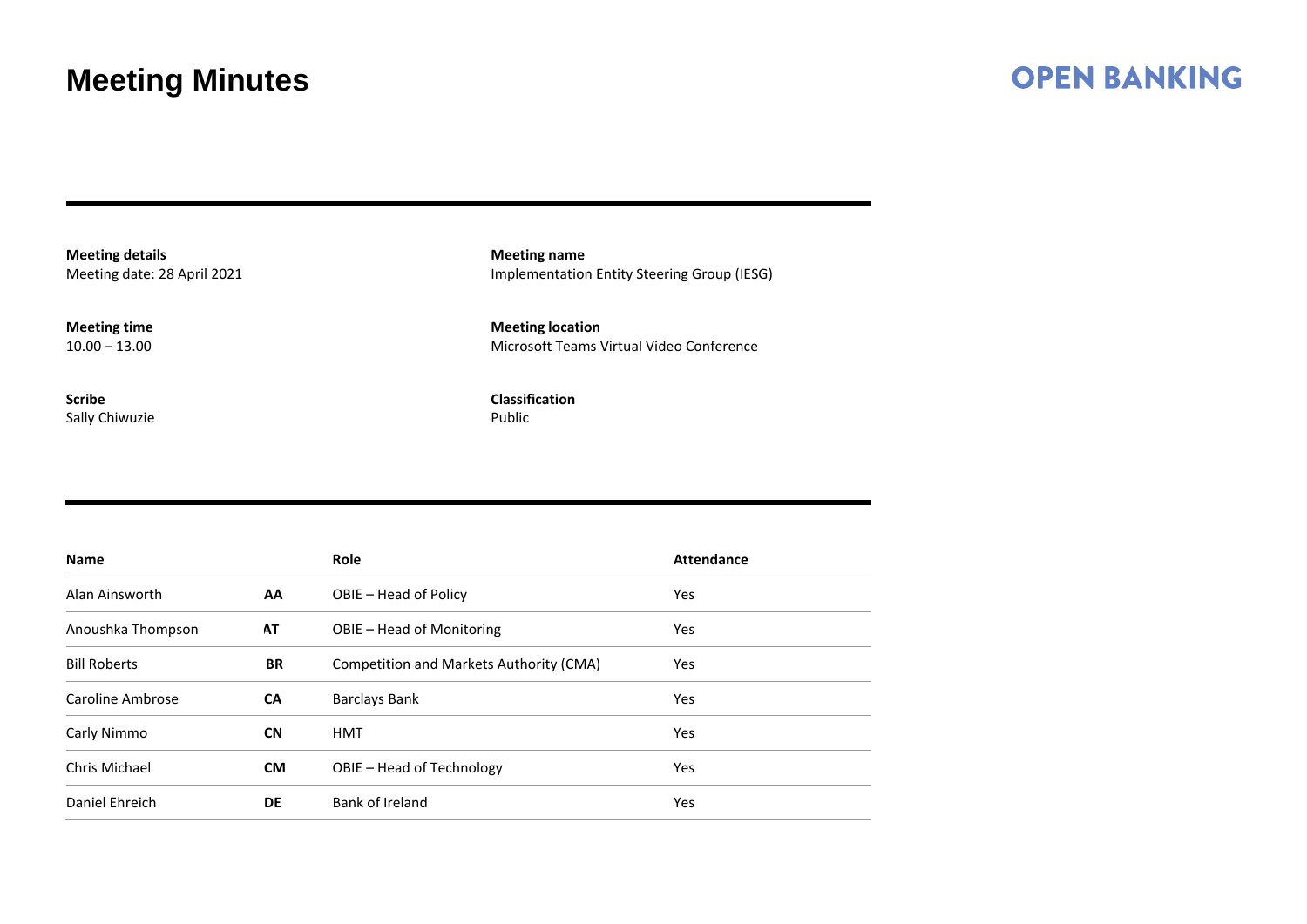# Meeting Minutes

OPEN BANKING

**Meeting details**
Meeting date: 28 April 2021

**Meeting name**
Implementation Entity Steering Group (IESG)

**Meeting time**
10.00 – 13.00

**Meeting location**
Microsoft Teams Virtual Video Conference

**Scribe**
Sally Chiwuzie

**Classification**
Public

| Name | | Role | Attendance |
|---|---|---|---|
| Alan Ainsworth | **AA** | OBIE – Head of Policy | Yes |
| Anoushka Thompson | **AT** | OBIE – Head of Monitoring | Yes |
| Bill Roberts | **BR** | Competition and Markets Authority (CMA) | Yes |
| Caroline Ambrose | **CA** | Barclays Bank | Yes |
| Carly Nimmo | **CN** | HMT | Yes |
| Chris Michael | **CM** | OBIE – Head of Technology | Yes |
| Daniel Ehreich | **DE** | Bank of Ireland | Yes |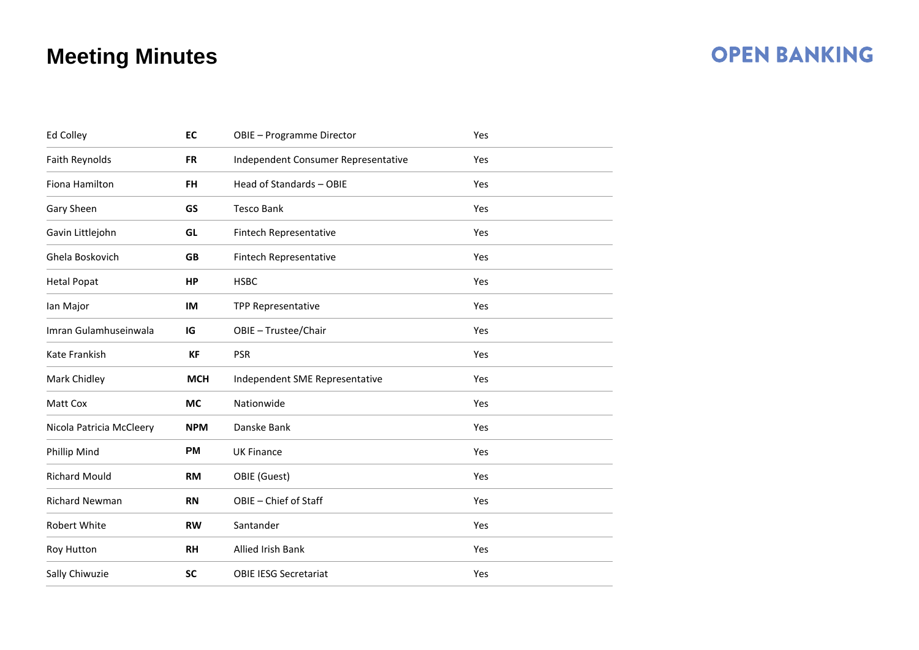# Meeting Minutes

| | | | |
|---|---|---|---|
| Ed Colley | **EC** | OBIE – Programme Director | Yes |
| Faith Reynolds | **FR** | Independent Consumer Representative | Yes |
| Fiona Hamilton | **FH** | Head of Standards – OBIE | Yes |
| Gary Sheen | **GS** | Tesco Bank | Yes |
| Gavin Littlejohn | **GL** | Fintech Representative | Yes |
| Ghela Boskovich | **GB** | Fintech Representative | Yes |
| Hetal Popat | **HP** | HSBC | Yes |
| Ian Major | **IM** | TPP Representative | Yes |
| Imran Gulamhuseinwala | **IG** | OBIE – Trustee/Chair | Yes |
| Kate Frankish | **KF** | PSR | Yes |
| Mark Chidley | **MCH** | Independent SME Representative | Yes |
| Matt Cox | **MC** | Nationwide | Yes |
| Nicola Patricia McCleery | **NPM** | Danske Bank | Yes |
| Phillip Mind | **PM** | UK Finance | Yes |
| Richard Mould | **RM** | OBIE (Guest) | Yes |
| Richard Newman | **RN** | OBIE – Chief of Staff | Yes |
| Robert White | **RW** | Santander | Yes |
| Roy Hutton | **RH** | Allied Irish Bank | Yes |
| Sally Chiwuzie | **SC** | OBIE IESG Secretariat | Yes |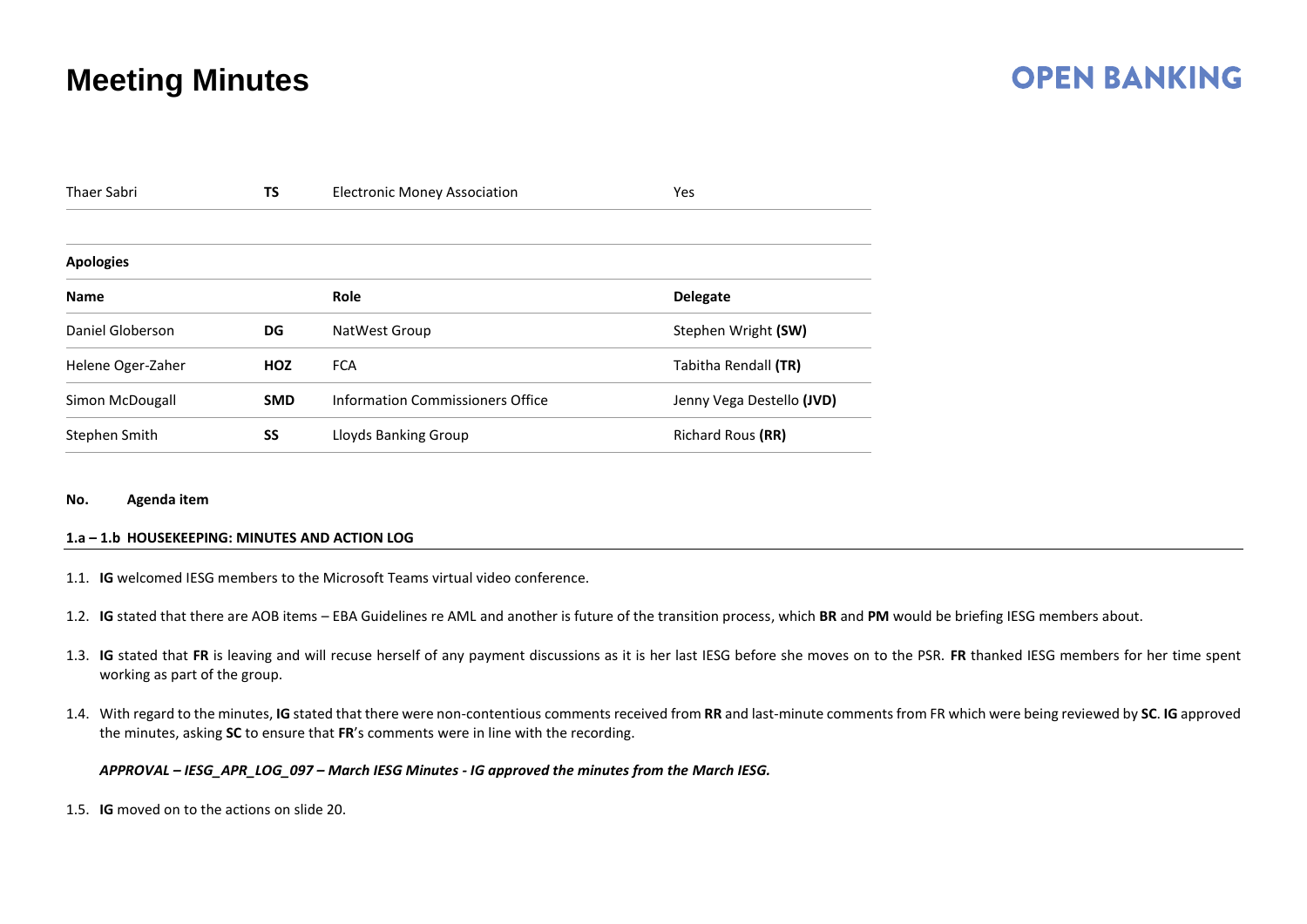# Meeting Minutes

| | | | |
|---|---|---|---|
| Thaer Sabri | **TS** | Electronic Money Association | Yes |

**Apologies**

| Name | | Role | Delegate |
|---|---|---|---|
| Daniel Globerson | **DG** | NatWest Group | Stephen Wright **(SW)** |
| Helene Oger-Zaher | **HOZ** | FCA | Tabitha Rendall **(TR)** |
| Simon McDougall | **SMD** | Information Commissioners Office | Jenny Vega Destello **(JVD)** |
| Stephen Smith | **SS** | Lloyds Banking Group | Richard Rous **(RR)** |

**No. Agenda item**

**1.a – 1.b HOUSEKEEPING: MINUTES AND ACTION LOG**

1.1. **IG** welcomed IESG members to the Microsoft Teams virtual video conference.

1.2. **IG** stated that there are AOB items – EBA Guidelines re AML and another is future of the transition process, which **BR** and **PM** would be briefing IESG members about.

1.3. **IG** stated that **FR** is leaving and will recuse herself of any payment discussions as it is her last IESG before she moves on to the PSR. **FR** thanked IESG members for her time spent working as part of the group.

1.4. With regard to the minutes, **IG** stated that there were non-contentious comments received from **RR** and last-minute comments from FR which were being reviewed by **SC**. **IG** approved the minutes, asking **SC** to ensure that **FR**'s comments were in line with the recording.

***APPROVAL – IESG_APR_LOG_097 – March IESG Minutes - IG approved the minutes from the March IESG.***

1.5. **IG** moved on to the actions on slide 20.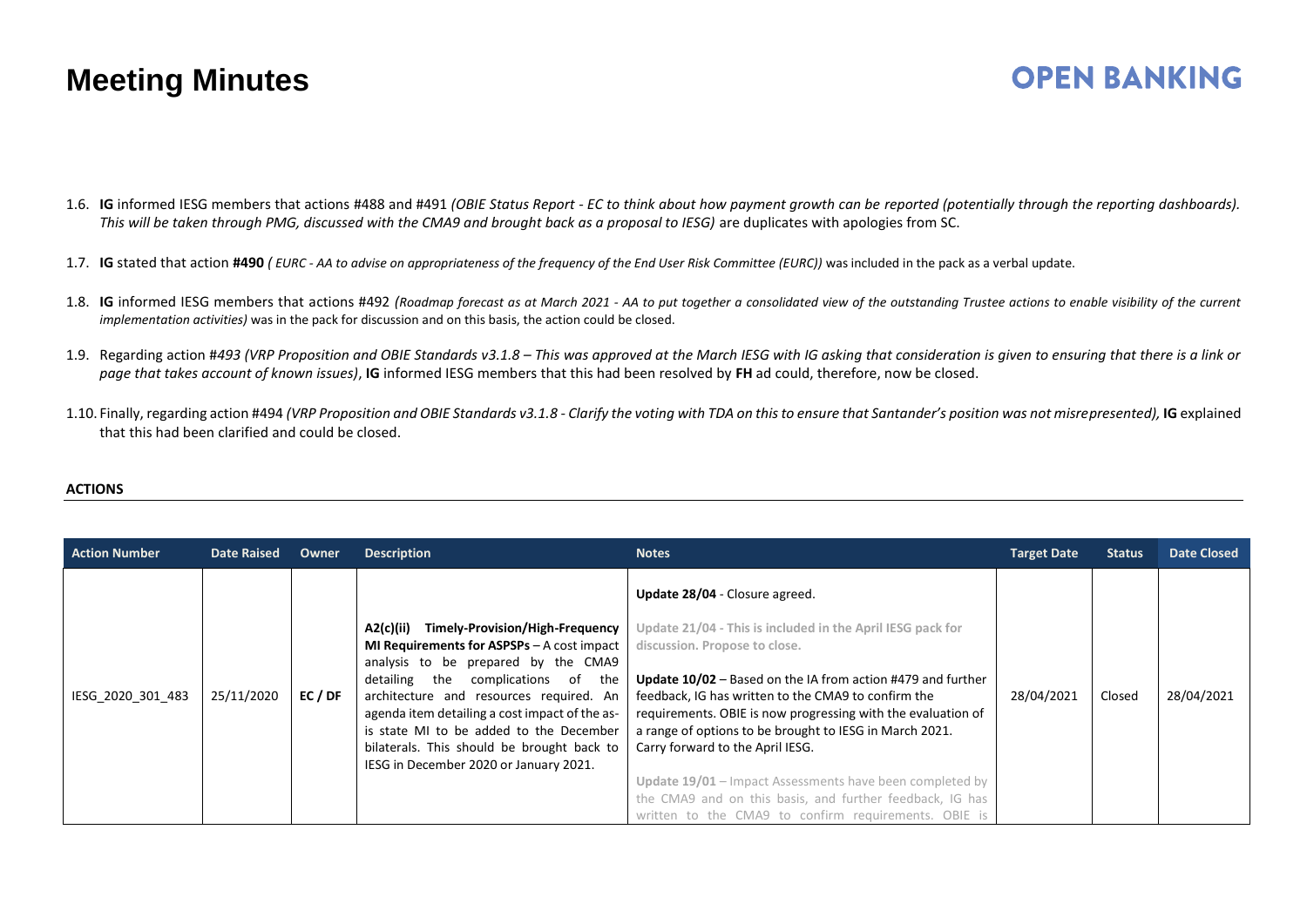1.6. **IG** informed IESG members that actions #488 and #491 *(OBIE Status Report - EC to think about how payment growth can be reported (potentially through the reporting dashboards). This will be taken through PMG, discussed with the CMA9 and brought back as a proposal to IESG)* are duplicates with apologies from SC.

1.7. **IG** stated that action **#490** *( EURC - AA to advise on appropriateness of the frequency of the End User Risk Committee (EURC))* was included in the pack as a verbal update.

1.8. **IG** informed IESG members that actions #492 *(Roadmap forecast as at March 2021 - AA to put together a consolidated view of the outstanding Trustee actions to enable visibility of the current implementation activities)* was in the pack for discussion and on this basis, the action could be closed.

1.9. Regarding action #*493 (VRP Proposition and OBIE Standards v3.1.8 – This was approved at the March IESG with IG asking that consideration is given to ensuring that there is a link or page that takes account of known issues)*, **IG** informed IESG members that this had been resolved by **FH** ad could, therefore, now be closed.

1.10. Finally, regarding action #494 *(VRP Proposition and OBIE Standards v3.1.8 - Clarify the voting with TDA on this to ensure that Santander's position was not misrepresented),* **IG** explained that this had been clarified and could be closed.

**ACTIONS**

| Action Number | Date Raised | Owner | Description | Notes | Target Date | Status | Date Closed |
|---|---|---|---|---|---|---|---|
| IESG_2020_301_483 | 25/11/2020 | EC / DF | **A2(c)(ii) Timely-Provision/High-Frequency MI Requirements for ASPSPs** – A cost impact analysis to be prepared by the CMA9 detailing the complications of the architecture and resources required. An agenda item detailing a cost impact of the as-is state MI to be added to the December bilaterals. This should be brought back to IESG in December 2020 or January 2021. | **Update 28/04** - Closure agreed.<br><br>**Update 21/04 - This is included in the April IESG pack for discussion. Propose to close.**<br><br>**Update 10/02** – Based on the IA from action #479 and further feedback, IG has written to the CMA9 to confirm the requirements. OBIE is now progressing with the evaluation of a range of options to be brought to IESG in March 2021. Carry forward to the April IESG.<br><br>**Update 19/01** – Impact Assessments have been completed by the CMA9 and on this basis, and further feedback, IG has written to the CMA9 to confirm requirements. OBIE is | 28/04/2021 | Closed | 28/04/2021 |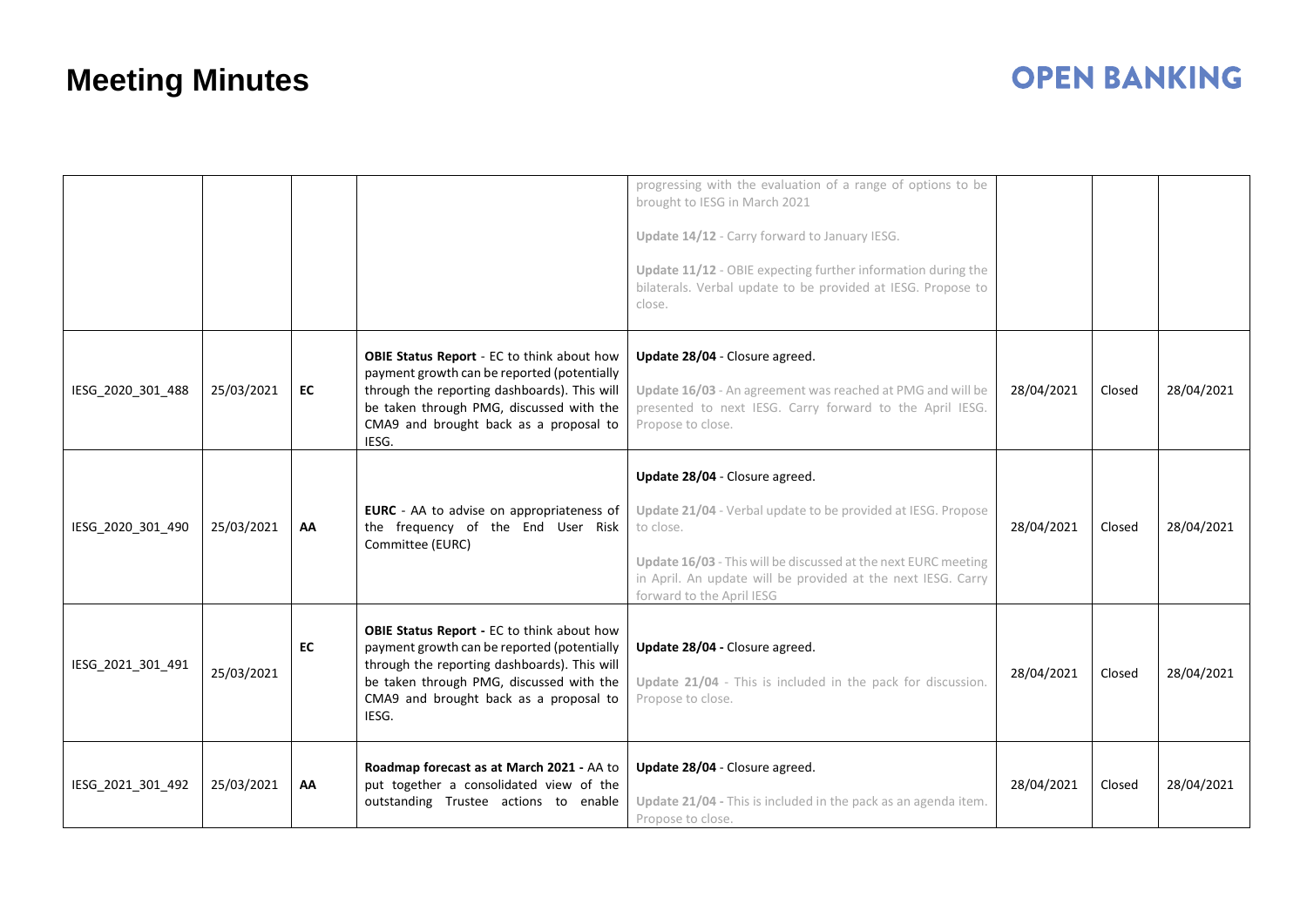# Meeting Minutes

| | | | | | | | |
|---|---|---|---|---|---|---|---|
| | | | | progressing with the evaluation of a range of options to be brought to IESG in March 2021<br><br>Update 14/12 - Carry forward to January IESG.<br><br>Update 11/12 - OBIE expecting further information during the bilaterals. Verbal update to be provided at IESG. Propose to close. | | | |
| IESG_2020_301_488 | 25/03/2021 | **EC** | **OBIE Status Report** - EC to think about how payment growth can be reported (potentially through the reporting dashboards). This will be taken through PMG, discussed with the CMA9 and brought back as a proposal to IESG. | **Update 28/04** - Closure agreed.<br><br>Update 16/03 - An agreement was reached at PMG and will be presented to next IESG. Carry forward to the April IESG. Propose to close. | 28/04/2021 | Closed | 28/04/2021 |
| IESG_2020_301_490 | 25/03/2021 | **AA** | **EURC** - AA to advise on appropriateness of the frequency of the End User Risk Committee (EURC) | **Update 28/04** - Closure agreed.<br><br>Update 21/04 - Verbal update to be provided at IESG. Propose to close.<br><br>Update 16/03 - This will be discussed at the next EURC meeting in April. An update will be provided at the next IESG. Carry forward to the April IESG | 28/04/2021 | Closed | 28/04/2021 |
| IESG_2021_301_491 | 25/03/2021 | **EC** | **OBIE Status Report -** EC to think about how payment growth can be reported (potentially through the reporting dashboards). This will be taken through PMG, discussed with the CMA9 and brought back as a proposal to IESG. | **Update 28/04 -** Closure agreed.<br><br>Update 21/04 - This is included in the pack for discussion. Propose to close. | 28/04/2021 | Closed | 28/04/2021 |
| IESG_2021_301_492 | 25/03/2021 | **AA** | **Roadmap forecast as at March 2021 -** AA to put together a consolidated view of the outstanding Trustee actions to enable | **Update 28/04** - Closure agreed.<br><br>Update 21/04 - This is included in the pack as an agenda item. Propose to close. | 28/04/2021 | Closed | 28/04/2021 |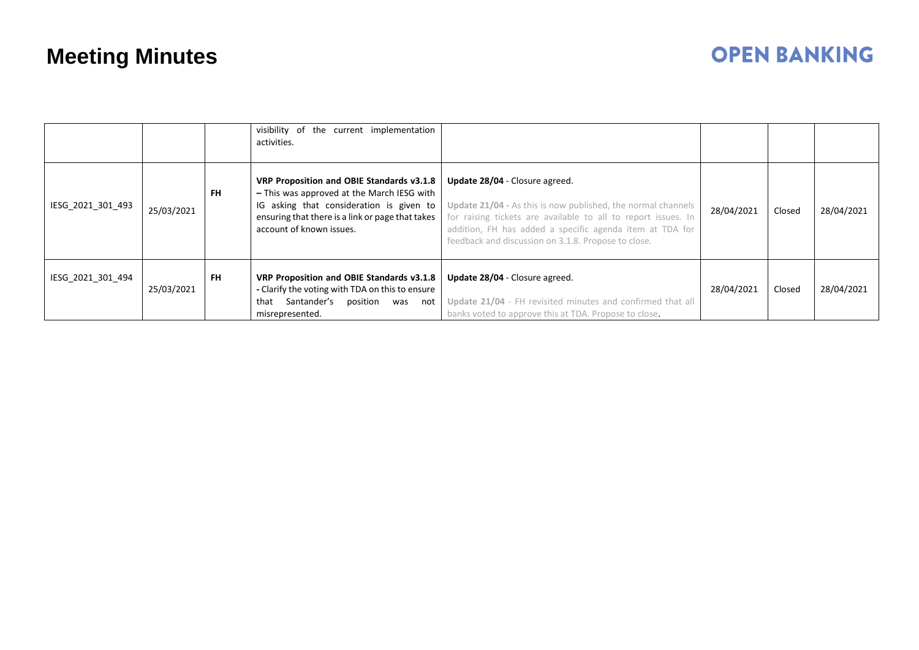# Meeting Minutes

| | | | | | | | |
|---|---|---|---|---|---|---|---|
| | | | visibility of the current implementation activities. | | | | |
| IESG_2021_301_493 | 25/03/2021 | **FH** | **VRP Proposition and OBIE Standards v3.1.8 –** This was approved at the March IESG with IG asking that consideration is given to ensuring that there is a link or page that takes account of known issues. | **Update 28/04** - Closure agreed. **Update 21/04 -** As this is now published, the normal channels for raising tickets are available to all to report issues. In addition, FH has added a specific agenda item at TDA for feedback and discussion on 3.1.8. Propose to close. | 28/04/2021 | Closed | 28/04/2021 |
| IESG_2021_301_494 | 25/03/2021 | **FH** | **VRP Proposition and OBIE Standards v3.1.8 -** Clarify the voting with TDA on this to ensure that Santander's position was not misrepresented. | **Update 28/04** - Closure agreed. **Update 21/04** - FH revisited minutes and confirmed that all banks voted to approve this at TDA. Propose to close. | 28/04/2021 | Closed | 28/04/2021 |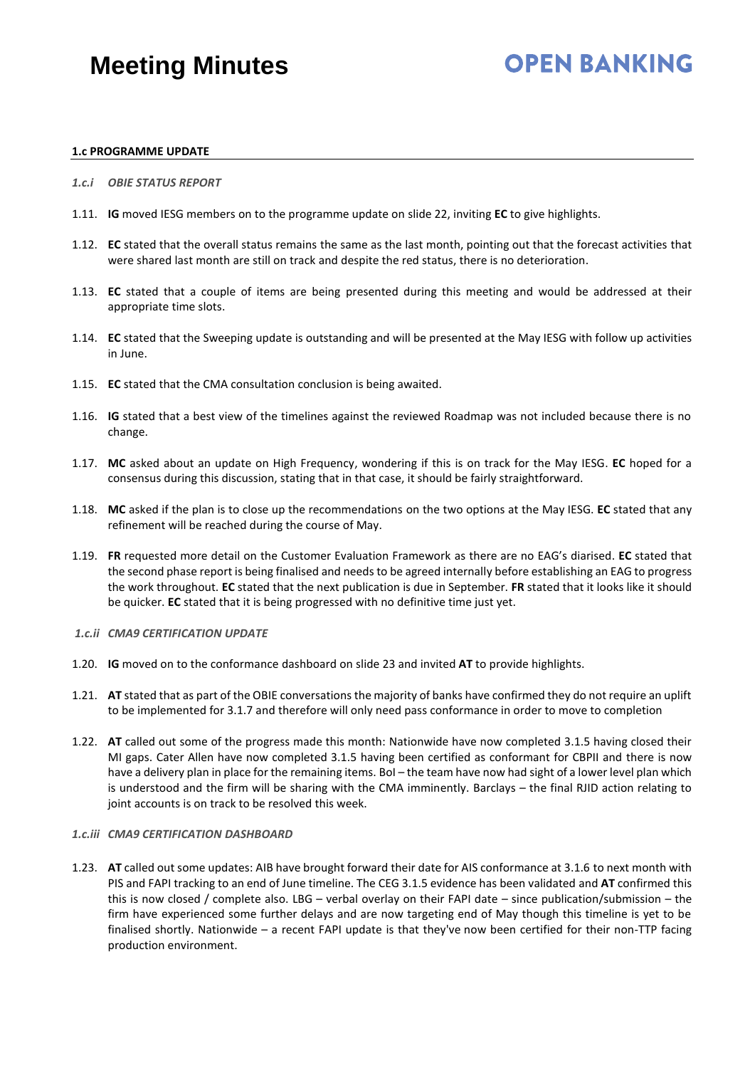# Meeting Minutes

**1.c PROGRAMME UPDATE**

*1.c.i OBIE STATUS REPORT*

1.11. **IG** moved IESG members on to the programme update on slide 22, inviting **EC** to give highlights.

1.12. **EC** stated that the overall status remains the same as the last month, pointing out that the forecast activities that were shared last month are still on track and despite the red status, there is no deterioration.

1.13. **EC** stated that a couple of items are being presented during this meeting and would be addressed at their appropriate time slots.

1.14. **EC** stated that the Sweeping update is outstanding and will be presented at the May IESG with follow up activities in June.

1.15. **EC** stated that the CMA consultation conclusion is being awaited.

1.16. **IG** stated that a best view of the timelines against the reviewed Roadmap was not included because there is no change.

1.17. **MC** asked about an update on High Frequency, wondering if this is on track for the May IESG. **EC** hoped for a consensus during this discussion, stating that in that case, it should be fairly straightforward.

1.18. **MC** asked if the plan is to close up the recommendations on the two options at the May IESG. **EC** stated that any refinement will be reached during the course of May.

1.19. **FR** requested more detail on the Customer Evaluation Framework as there are no EAG's diarised. **EC** stated that the second phase report is being finalised and needs to be agreed internally before establishing an EAG to progress the work throughout. **EC** stated that the next publication is due in September. **FR** stated that it looks like it should be quicker. **EC** stated that it is being progressed with no definitive time just yet.

*1.c.ii CMA9 CERTIFICATION UPDATE*

1.20. **IG** moved on to the conformance dashboard on slide 23 and invited **AT** to provide highlights.

1.21. **AT** stated that as part of the OBIE conversations the majority of banks have confirmed they do not require an uplift to be implemented for 3.1.7 and therefore will only need pass conformance in order to move to completion

1.22. **AT** called out some of the progress made this month: Nationwide have now completed 3.1.5 having closed their MI gaps. Cater Allen have now completed 3.1.5 having been certified as conformant for CBPII and there is now have a delivery plan in place for the remaining items. BoI – the team have now had sight of a lower level plan which is understood and the firm will be sharing with the CMA imminently. Barclays – the final RJID action relating to joint accounts is on track to be resolved this week.

*1.c.iii CMA9 CERTIFICATION DASHBOARD*

1.23. **AT** called out some updates: AIB have brought forward their date for AIS conformance at 3.1.6 to next month with PIS and FAPI tracking to an end of June timeline. The CEG 3.1.5 evidence has been validated and **AT** confirmed this this is now closed / complete also. LBG – verbal overlay on their FAPI date – since publication/submission – the firm have experienced some further delays and are now targeting end of May though this timeline is yet to be finalised shortly. Nationwide – a recent FAPI update is that they've now been certified for their non-TTP facing production environment.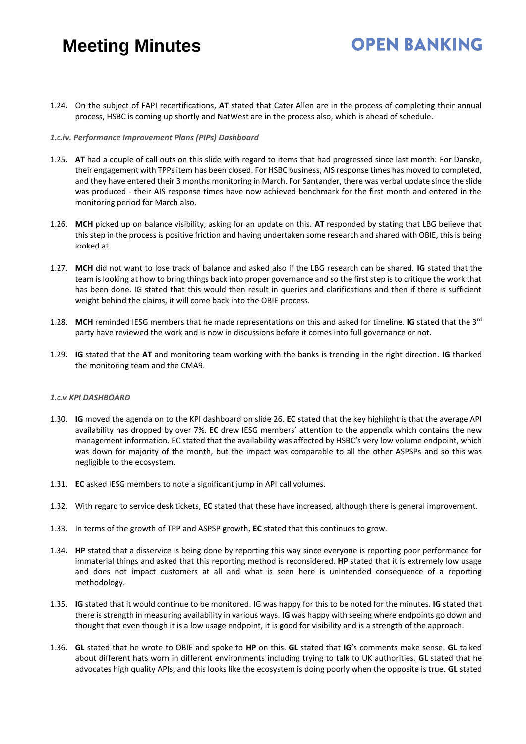1.24. On the subject of FAPI recertifications, **AT** stated that Cater Allen are in the process of completing their annual process, HSBC is coming up shortly and NatWest are in the process also, which is ahead of schedule.

*1.c.iv. Performance Improvement Plans (PIPs) Dashboard*

1.25. **AT** had a couple of call outs on this slide with regard to items that had progressed since last month: For Danske, their engagement with TPPs item has been closed. For HSBC business, AIS response times has moved to completed, and they have entered their 3 months monitoring in March. For Santander, there was verbal update since the slide was produced - their AIS response times have now achieved benchmark for the first month and entered in the monitoring period for March also.

1.26. **MCH** picked up on balance visibility, asking for an update on this. **AT** responded by stating that LBG believe that this step in the process is positive friction and having undertaken some research and shared with OBIE, this is being looked at.

1.27. **MCH** did not want to lose track of balance and asked also if the LBG research can be shared. **IG** stated that the team is looking at how to bring things back into proper governance and so the first step is to critique the work that has been done. IG stated that this would then result in queries and clarifications and then if there is sufficient weight behind the claims, it will come back into the OBIE process.

1.28. **MCH** reminded IESG members that he made representations on this and asked for timeline. **IG** stated that the 3rd party have reviewed the work and is now in discussions before it comes into full governance or not.

1.29. **IG** stated that the **AT** and monitoring team working with the banks is trending in the right direction. **IG** thanked the monitoring team and the CMA9.

*1.c.v KPI DASHBOARD*

1.30. **IG** moved the agenda on to the KPI dashboard on slide 26. **EC** stated that the key highlight is that the average API availability has dropped by over 7%. **EC** drew IESG members' attention to the appendix which contains the new management information. EC stated that the availability was affected by HSBC's very low volume endpoint, which was down for majority of the month, but the impact was comparable to all the other ASPSPs and so this was negligible to the ecosystem.

1.31. **EC** asked IESG members to note a significant jump in API call volumes.

1.32. With regard to service desk tickets, **EC** stated that these have increased, although there is general improvement.

1.33. In terms of the growth of TPP and ASPSP growth, **EC** stated that this continues to grow.

1.34. **HP** stated that a disservice is being done by reporting this way since everyone is reporting poor performance for immaterial things and asked that this reporting method is reconsidered. **HP** stated that it is extremely low usage and does not impact customers at all and what is seen here is unintended consequence of a reporting methodology.

1.35. **IG** stated that it would continue to be monitored. IG was happy for this to be noted for the minutes. **IG** stated that there is strength in measuring availability in various ways. **IG** was happy with seeing where endpoints go down and thought that even though it is a low usage endpoint, it is good for visibility and is a strength of the approach.

1.36. **GL** stated that he wrote to OBIE and spoke to **HP** on this. **GL** stated that **IG**'s comments make sense. **GL** talked about different hats worn in different environments including trying to talk to UK authorities. **GL** stated that he advocates high quality APIs, and this looks like the ecosystem is doing poorly when the opposite is true. **GL** stated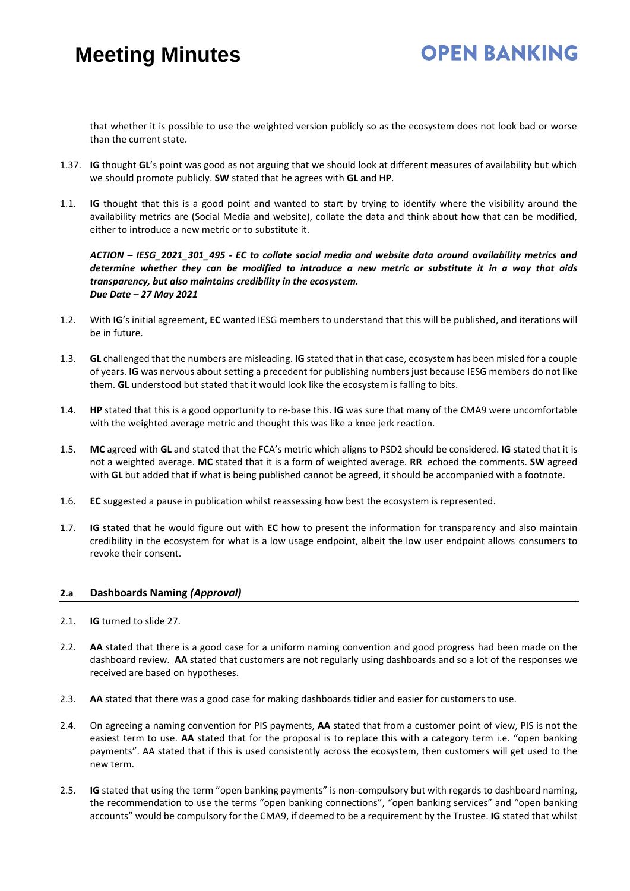that whether it is possible to use the weighted version publicly so as the ecosystem does not look bad or worse than the current state.

1.37. **IG** thought **GL**'s point was good as not arguing that we should look at different measures of availability but which we should promote publicly. **SW** stated that he agrees with **GL** and **HP**.

1.1. **IG** thought that this is a good point and wanted to start by trying to identify where the visibility around the availability metrics are (Social Media and website), collate the data and think about how that can be modified, either to introduce a new metric or to substitute it.

***ACTION – IESG_2021_301_495 - EC to collate social media and website data around availability metrics and determine whether they can be modified to introduce a new metric or substitute it in a way that aids transparency, but also maintains credibility in the ecosystem.***
***Due Date – 27 May 2021***

1.2. With **IG**'s initial agreement, **EC** wanted IESG members to understand that this will be published, and iterations will be in future.

1.3. **GL** challenged that the numbers are misleading. **IG** stated that in that case, ecosystem has been misled for a couple of years. **IG** was nervous about setting a precedent for publishing numbers just because IESG members do not like them. **GL** understood but stated that it would look like the ecosystem is falling to bits.

1.4. **HP** stated that this is a good opportunity to re-base this. **IG** was sure that many of the CMA9 were uncomfortable with the weighted average metric and thought this was like a knee jerk reaction.

1.5. **MC** agreed with **GL** and stated that the FCA's metric which aligns to PSD2 should be considered. **IG** stated that it is not a weighted average. **MC** stated that it is a form of weighted average. **RR** echoed the comments. **SW** agreed with **GL** but added that if what is being published cannot be agreed, it should be accompanied with a footnote.

1.6. **EC** suggested a pause in publication whilst reassessing how best the ecosystem is represented.

1.7. **IG** stated that he would figure out with **EC** how to present the information for transparency and also maintain credibility in the ecosystem for what is a low usage endpoint, albeit the low user endpoint allows consumers to revoke their consent.

## 2.a Dashboards Naming *(Approval)*

2.1. **IG** turned to slide 27.

2.2. **AA** stated that there is a good case for a uniform naming convention and good progress had been made on the dashboard review. **AA** stated that customers are not regularly using dashboards and so a lot of the responses we received are based on hypotheses.

2.3. **AA** stated that there was a good case for making dashboards tidier and easier for customers to use.

2.4. On agreeing a naming convention for PIS payments, **AA** stated that from a customer point of view, PIS is not the easiest term to use. **AA** stated that for the proposal is to replace this with a category term i.e. "open banking payments". AA stated that if this is used consistently across the ecosystem, then customers will get used to the new term.

2.5. **IG** stated that using the term "open banking payments" is non-compulsory but with regards to dashboard naming, the recommendation to use the terms "open banking connections", "open banking services" and "open banking accounts" would be compulsory for the CMA9, if deemed to be a requirement by the Trustee. **IG** stated that whilst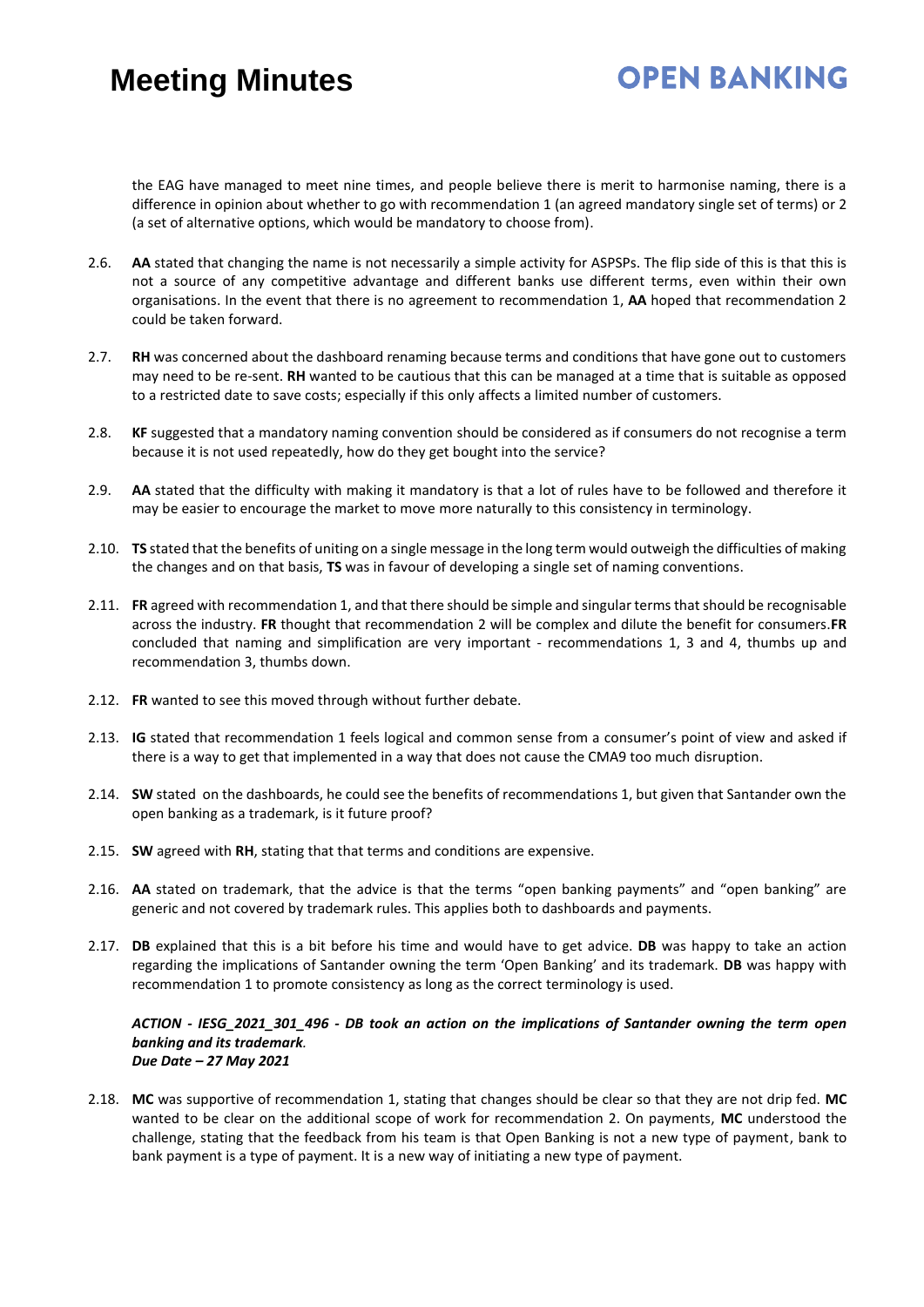the EAG have managed to meet nine times, and people believe there is merit to harmonise naming, there is a difference in opinion about whether to go with recommendation 1 (an agreed mandatory single set of terms) or 2 (a set of alternative options, which would be mandatory to choose from).

2.6. **AA** stated that changing the name is not necessarily a simple activity for ASPSPs. The flip side of this is that this is not a source of any competitive advantage and different banks use different terms, even within their own organisations. In the event that there is no agreement to recommendation 1, **AA** hoped that recommendation 2 could be taken forward.

2.7. **RH** was concerned about the dashboard renaming because terms and conditions that have gone out to customers may need to be re-sent. **RH** wanted to be cautious that this can be managed at a time that is suitable as opposed to a restricted date to save costs; especially if this only affects a limited number of customers.

2.8. **KF** suggested that a mandatory naming convention should be considered as if consumers do not recognise a term because it is not used repeatedly, how do they get bought into the service?

2.9. **AA** stated that the difficulty with making it mandatory is that a lot of rules have to be followed and therefore it may be easier to encourage the market to move more naturally to this consistency in terminology.

2.10. **TS** stated that the benefits of uniting on a single message in the long term would outweigh the difficulties of making the changes and on that basis, **TS** was in favour of developing a single set of naming conventions.

2.11. **FR** agreed with recommendation 1, and that there should be simple and singular terms that should be recognisable across the industry. **FR** thought that recommendation 2 will be complex and dilute the benefit for consumers.**FR** concluded that naming and simplification are very important - recommendations 1, 3 and 4, thumbs up and recommendation 3, thumbs down.

2.12. **FR** wanted to see this moved through without further debate.

2.13. **IG** stated that recommendation 1 feels logical and common sense from a consumer's point of view and asked if there is a way to get that implemented in a way that does not cause the CMA9 too much disruption.

2.14. **SW** stated on the dashboards, he could see the benefits of recommendations 1, but given that Santander own the open banking as a trademark, is it future proof?

2.15. **SW** agreed with **RH**, stating that that terms and conditions are expensive.

2.16. **AA** stated on trademark, that the advice is that the terms "open banking payments" and "open banking" are generic and not covered by trademark rules. This applies both to dashboards and payments.

2.17. **DB** explained that this is a bit before his time and would have to get advice. **DB** was happy to take an action regarding the implications of Santander owning the term 'Open Banking' and its trademark. **DB** was happy with recommendation 1 to promote consistency as long as the correct terminology is used.

***ACTION - IESG_2021_301_496 - DB took an action on the implications of Santander owning the term open banking and its trademark.***
***Due Date – 27 May 2021***

2.18. **MC** was supportive of recommendation 1, stating that changes should be clear so that they are not drip fed. **MC** wanted to be clear on the additional scope of work for recommendation 2. On payments, **MC** understood the challenge, stating that the feedback from his team is that Open Banking is not a new type of payment, bank to bank payment is a type of payment. It is a new way of initiating a new type of payment.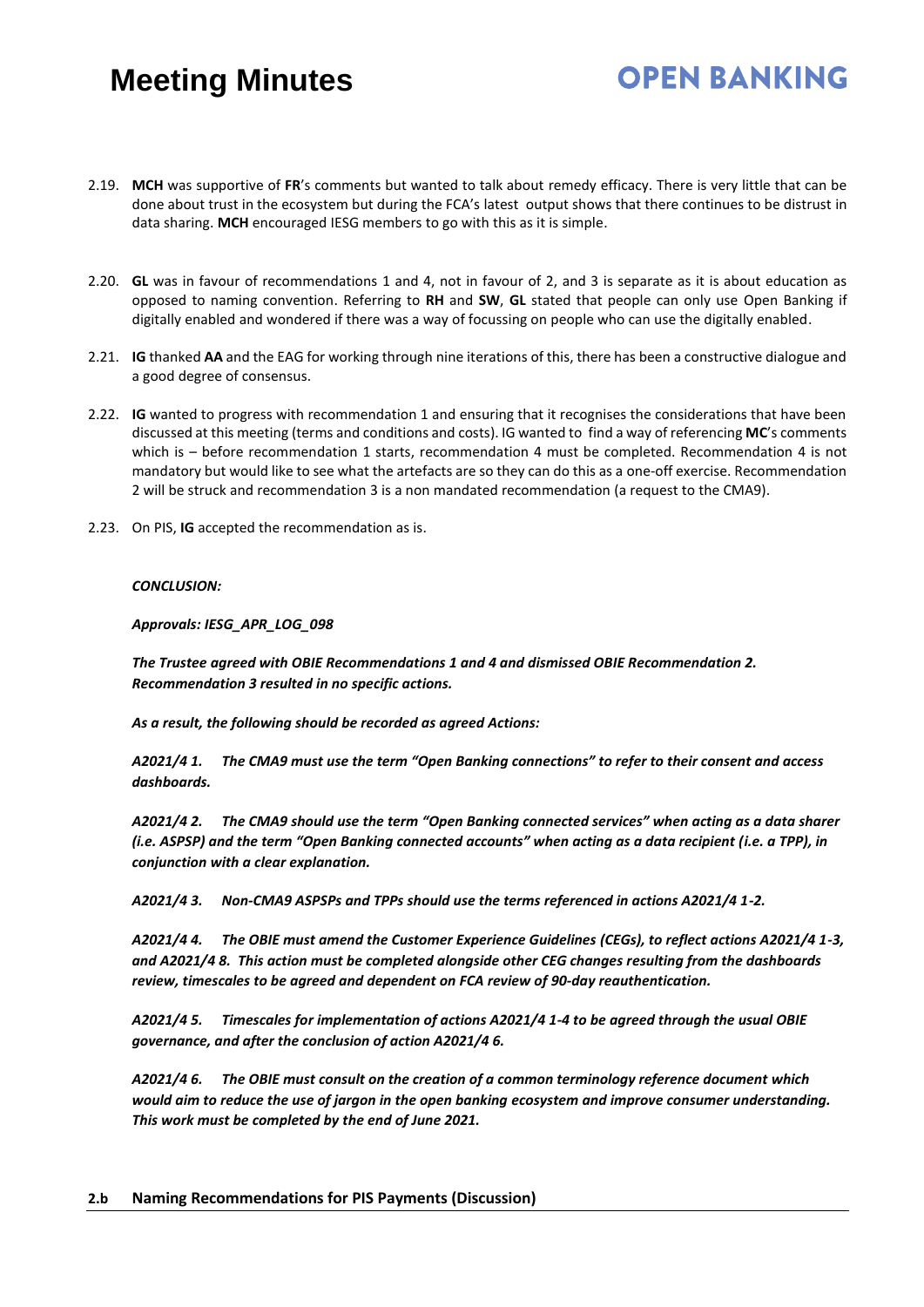2.19. **MCH** was supportive of **FR**'s comments but wanted to talk about remedy efficacy. There is very little that can be done about trust in the ecosystem but during the FCA's latest output shows that there continues to be distrust in data sharing. **MCH** encouraged IESG members to go with this as it is simple.

2.20. **GL** was in favour of recommendations 1 and 4, not in favour of 2, and 3 is separate as it is about education as opposed to naming convention. Referring to **RH** and **SW**, **GL** stated that people can only use Open Banking if digitally enabled and wondered if there was a way of focussing on people who can use the digitally enabled.

2.21. **IG** thanked **AA** and the EAG for working through nine iterations of this, there has been a constructive dialogue and a good degree of consensus.

2.22. **IG** wanted to progress with recommendation 1 and ensuring that it recognises the considerations that have been discussed at this meeting (terms and conditions and costs). IG wanted to find a way of referencing **MC**'s comments which is – before recommendation 1 starts, recommendation 4 must be completed. Recommendation 4 is not mandatory but would like to see what the artefacts are so they can do this as a one-off exercise. Recommendation 2 will be struck and recommendation 3 is a non mandated recommendation (a request to the CMA9).

2.23. On PIS, **IG** accepted the recommendation as is.

***CONCLUSION:***

***Approvals: IESG_APR_LOG_098***

***The Trustee agreed with OBIE Recommendations 1 and 4 and dismissed OBIE Recommendation 2. Recommendation 3 resulted in no specific actions.***

***As a result, the following should be recorded as agreed Actions:***

***A2021/4 1. The CMA9 must use the term "Open Banking connections" to refer to their consent and access dashboards.***

***A2021/4 2. The CMA9 should use the term "Open Banking connected services" when acting as a data sharer (i.e. ASPSP) and the term "Open Banking connected accounts" when acting as a data recipient (i.e. a TPP), in conjunction with a clear explanation.***

***A2021/4 3. Non-CMA9 ASPSPs and TPPs should use the terms referenced in actions A2021/4 1-2.***

***A2021/4 4. The OBIE must amend the Customer Experience Guidelines (CEGs), to reflect actions A2021/4 1-3, and A2021/4 8. This action must be completed alongside other CEG changes resulting from the dashboards review, timescales to be agreed and dependent on FCA review of 90-day reauthentication.***

***A2021/4 5. Timescales for implementation of actions A2021/4 1-4 to be agreed through the usual OBIE governance, and after the conclusion of action A2021/4 6.***

***A2021/4 6. The OBIE must consult on the creation of a common terminology reference document which would aim to reduce the use of jargon in the open banking ecosystem and improve consumer understanding. This work must be completed by the end of June 2021.***

### 2.b Naming Recommendations for PIS Payments (Discussion)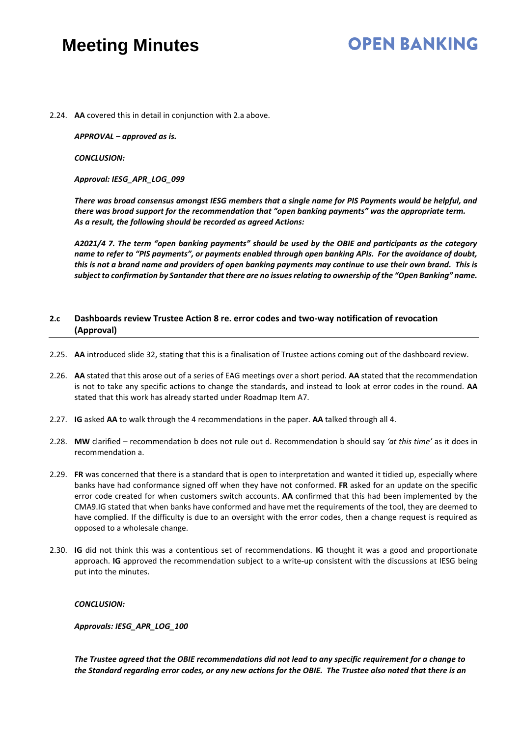2.24. **AA** covered this in detail in conjunction with 2.a above.

***APPROVAL – approved as is.***

***CONCLUSION:***

***Approval: IESG_APR_LOG_099***

***There was broad consensus amongst IESG members that a single name for PIS Payments would be helpful, and there was broad support for the recommendation that "open banking payments" was the appropriate term. As a result, the following should be recorded as agreed Actions:***

***A2021/4 7. The term "open banking payments" should be used by the OBIE and participants as the category name to refer to "PIS payments", or payments enabled through open banking APIs. For the avoidance of doubt, this is not a brand name and providers of open banking payments may continue to use their own brand. This is subject to confirmation by Santander that there are no issues relating to ownership of the "Open Banking" name.***

## 2.c Dashboards review Trustee Action 8 re. error codes and two-way notification of revocation (Approval)

2.25. **AA** introduced slide 32, stating that this is a finalisation of Trustee actions coming out of the dashboard review.

2.26. **AA** stated that this arose out of a series of EAG meetings over a short period. **AA** stated that the recommendation is not to take any specific actions to change the standards, and instead to look at error codes in the round. **AA** stated that this work has already started under Roadmap Item A7.

2.27. **IG** asked **AA** to walk through the 4 recommendations in the paper. **AA** talked through all 4.

2.28. **MW** clarified – recommendation b does not rule out d. Recommendation b should say *'at this time'* as it does in recommendation a.

2.29. **FR** was concerned that there is a standard that is open to interpretation and wanted it tidied up, especially where banks have had conformance signed off when they have not conformed. **FR** asked for an update on the specific error code created for when customers switch accounts. **AA** confirmed that this had been implemented by the CMA9.IG stated that when banks have conformed and have met the requirements of the tool, they are deemed to have complied. If the difficulty is due to an oversight with the error codes, then a change request is required as opposed to a wholesale change.

2.30. **IG** did not think this was a contentious set of recommendations. **IG** thought it was a good and proportionate approach. **IG** approved the recommendation subject to a write-up consistent with the discussions at IESG being put into the minutes.

***CONCLUSION:***

***Approvals: IESG_APR_LOG_100***

***The Trustee agreed that the OBIE recommendations did not lead to any specific requirement for a change to the Standard regarding error codes, or any new actions for the OBIE. The Trustee also noted that there is an***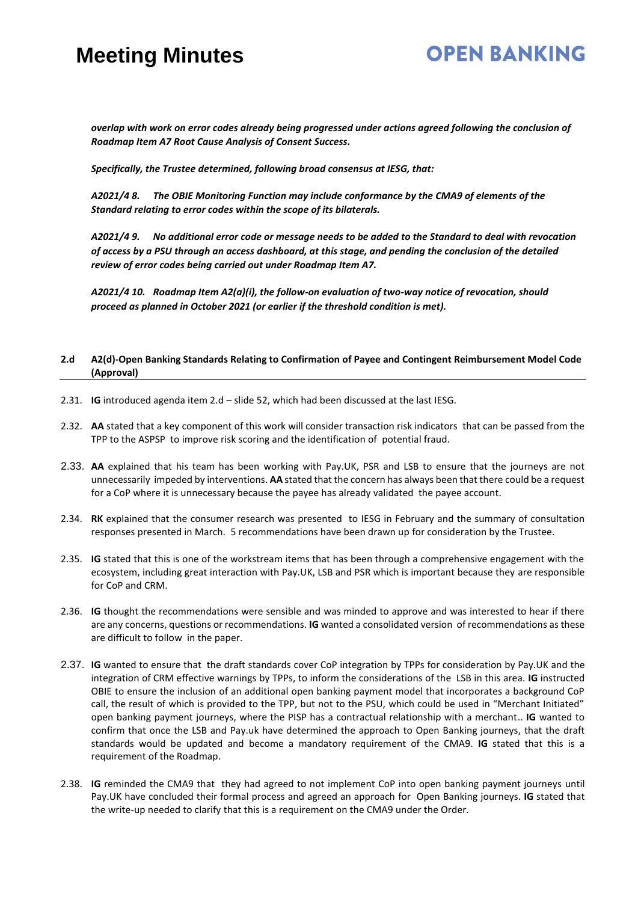***overlap with work on error codes already being progressed under actions agreed following the conclusion of Roadmap Item A7 Root Cause Analysis of Consent Success.***

***Specifically, the Trustee determined, following broad consensus at IESG, that:***

***A2021/4 8. The OBIE Monitoring Function may include conformance by the CMA9 of elements of the Standard relating to error codes within the scope of its bilaterals.***

***A2021/4 9. No additional error code or message needs to be added to the Standard to deal with revocation of access by a PSU through an access dashboard, at this stage, and pending the conclusion of the detailed review of error codes being carried out under Roadmap Item A7.***

***A2021/4 10. Roadmap Item A2(a)(i), the follow-on evaluation of two-way notice of revocation, should proceed as planned in October 2021 (or earlier if the threshold condition is met).***

### 2.d A2(d)-Open Banking Standards Relating to Confirmation of Payee and Contingent Reimbursement Model Code (Approval)

2.31. **IG** introduced agenda item 2.d – slide 52, which had been discussed at the last IESG.

2.32. **AA** stated that a key component of this work will consider transaction risk indicators that can be passed from the TPP to the ASPSP to improve risk scoring and the identification of potential fraud.

2.33. **AA** explained that his team has been working with Pay.UK, PSR and LSB to ensure that the journeys are not unnecessarily impeded by interventions. **AA** stated that the concern has always been that there could be a request for a CoP where it is unnecessary because the payee has already validated the payee account.

2.34. **RK** explained that the consumer research was presented to IESG in February and the summary of consultation responses presented in March. 5 recommendations have been drawn up for consideration by the Trustee.

2.35. **IG** stated that this is one of the workstream items that has been through a comprehensive engagement with the ecosystem, including great interaction with Pay.UK, LSB and PSR which is important because they are responsible for CoP and CRM.

2.36. **IG** thought the recommendations were sensible and was minded to approve and was interested to hear if there are any concerns, questions or recommendations. **IG** wanted a consolidated version of recommendations as these are difficult to follow in the paper.

2.37. **IG** wanted to ensure that the draft standards cover CoP integration by TPPs for consideration by Pay.UK and the integration of CRM effective warnings by TPPs, to inform the considerations of the LSB in this area. **IG** instructed OBIE to ensure the inclusion of an additional open banking payment model that incorporates a background CoP call, the result of which is provided to the TPP, but not to the PSU, which could be used in "Merchant Initiated" open banking payment journeys, where the PISP has a contractual relationship with a merchant.. **IG** wanted to confirm that once the LSB and Pay.uk have determined the approach to Open Banking journeys, that the draft standards would be updated and become a mandatory requirement of the CMA9. **IG** stated that this is a requirement of the Roadmap.

2.38. **IG** reminded the CMA9 that they had agreed to not implement CoP into open banking payment journeys until Pay.UK have concluded their formal process and agreed an approach for Open Banking journeys. **IG** stated that the write-up needed to clarify that this is a requirement on the CMA9 under the Order.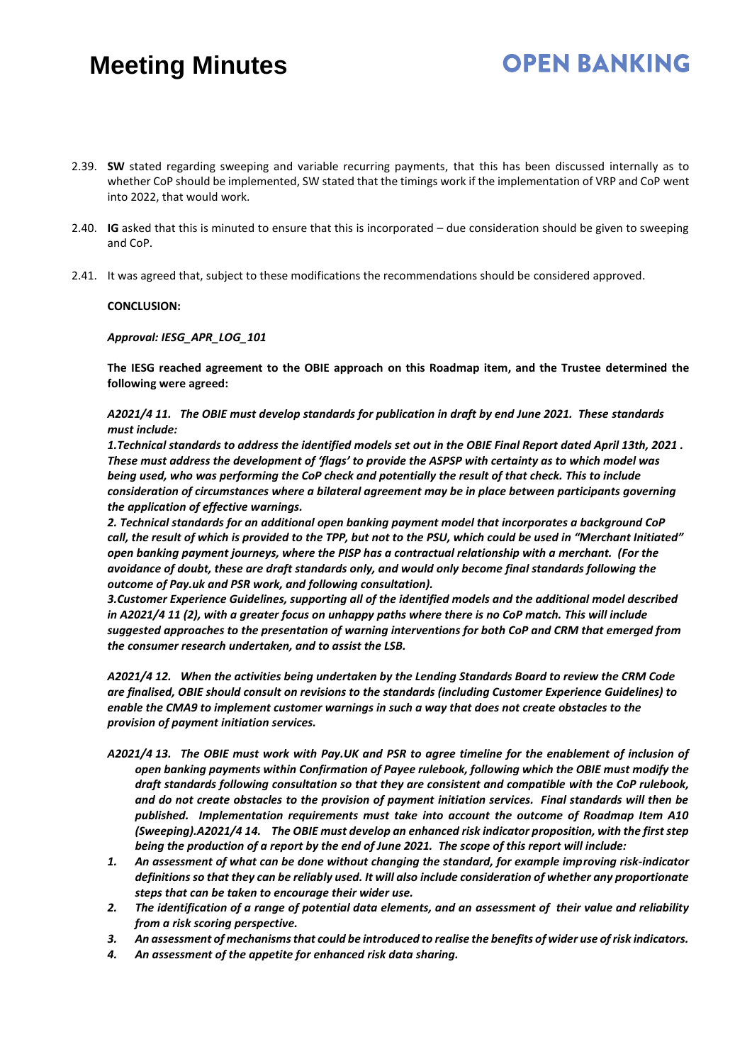2.39. **SW** stated regarding sweeping and variable recurring payments, that this has been discussed internally as to whether CoP should be implemented, SW stated that the timings work if the implementation of VRP and CoP went into 2022, that would work.

2.40. **IG** asked that this is minuted to ensure that this is incorporated – due consideration should be given to sweeping and CoP.

2.41. It was agreed that, subject to these modifications the recommendations should be considered approved.

**CONCLUSION:**

***Approval: IESG_APR_LOG_101***

**The IESG reached agreement to the OBIE approach on this Roadmap item, and the Trustee determined the following were agreed:**

***A2021/4 11. The OBIE must develop standards for publication in draft by end June 2021. These standards must include:***

***1.Technical standards to address the identified models set out in the OBIE Final Report dated April 13th, 2021 . These must address the development of 'flags' to provide the ASPSP with certainty as to which model was being used, who was performing the CoP check and potentially the result of that check. This to include consideration of circumstances where a bilateral agreement may be in place between participants governing the application of effective warnings.***

***2. Technical standards for an additional open banking payment model that incorporates a background CoP call, the result of which is provided to the TPP, but not to the PSU, which could be used in "Merchant Initiated" open banking payment journeys, where the PISP has a contractual relationship with a merchant. (For the avoidance of doubt, these are draft standards only, and would only become final standards following the outcome of Pay.uk and PSR work, and following consultation).***

***3.Customer Experience Guidelines, supporting all of the identified models and the additional model described in A2021/4 11 (2), with a greater focus on unhappy paths where there is no CoP match. This will include suggested approaches to the presentation of warning interventions for both CoP and CRM that emerged from the consumer research undertaken, and to assist the LSB.***

***A2021/4 12. When the activities being undertaken by the Lending Standards Board to review the CRM Code are finalised, OBIE should consult on revisions to the standards (including Customer Experience Guidelines) to enable the CMA9 to implement customer warnings in such a way that does not create obstacles to the provision of payment initiation services.***

***A2021/4 13. The OBIE must work with Pay.UK and PSR to agree timeline for the enablement of inclusion of open banking payments within Confirmation of Payee rulebook, following which the OBIE must modify the draft standards following consultation so that they are consistent and compatible with the CoP rulebook, and do not create obstacles to the provision of payment initiation services. Final standards will then be published. Implementation requirements must take into account the outcome of Roadmap Item A10 (Sweeping).A2021/4 14. The OBIE must develop an enhanced risk indicator proposition, with the first step being the production of a report by the end of June 2021. The scope of this report will include:***

1. ***An assessment of what can be done without changing the standard, for example improving risk-indicator definitions so that they can be reliably used. It will also include consideration of whether any proportionate steps that can be taken to encourage their wider use.***
2. ***The identification of a range of potential data elements, and an assessment of their value and reliability from a risk scoring perspective.***
3. ***An assessment of mechanisms that could be introduced to realise the benefits of wider use of risk indicators.***
4. ***An assessment of the appetite for enhanced risk data sharing.***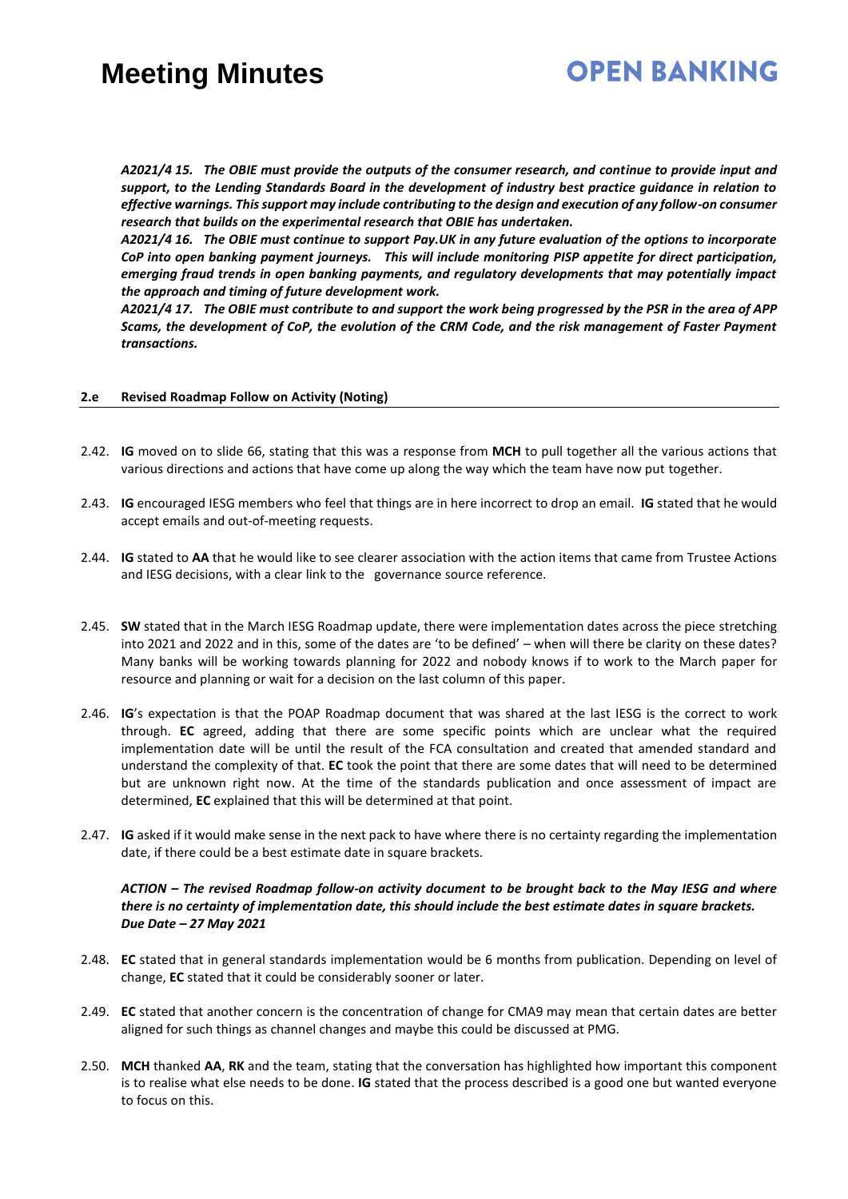***A2021/4 15. The OBIE must provide the outputs of the consumer research, and continue to provide input and support, to the Lending Standards Board in the development of industry best practice guidance in relation to effective warnings. This support may include contributing to the design and execution of any follow-on consumer research that builds on the experimental research that OBIE has undertaken.***

***A2021/4 16. The OBIE must continue to support Pay.UK in any future evaluation of the options to incorporate CoP into open banking payment journeys. This will include monitoring PISP appetite for direct participation, emerging fraud trends in open banking payments, and regulatory developments that may potentially impact the approach and timing of future development work.***

***A2021/4 17. The OBIE must contribute to and support the work being progressed by the PSR in the area of APP Scams, the development of CoP, the evolution of the CRM Code, and the risk management of Faster Payment transactions.***

### 2.e Revised Roadmap Follow on Activity (Noting)

2.42. **IG** moved on to slide 66, stating that this was a response from **MCH** to pull together all the various actions that various directions and actions that have come up along the way which the team have now put together.

2.43. **IG** encouraged IESG members who feel that things are in here incorrect to drop an email. **IG** stated that he would accept emails and out-of-meeting requests.

2.44. **IG** stated to **AA** that he would like to see clearer association with the action items that came from Trustee Actions and IESG decisions, with a clear link to the governance source reference.

2.45. **SW** stated that in the March IESG Roadmap update, there were implementation dates across the piece stretching into 2021 and 2022 and in this, some of the dates are 'to be defined' – when will there be clarity on these dates? Many banks will be working towards planning for 2022 and nobody knows if to work to the March paper for resource and planning or wait for a decision on the last column of this paper.

2.46. **IG**'s expectation is that the POAP Roadmap document that was shared at the last IESG is the correct to work through. **EC** agreed, adding that there are some specific points which are unclear what the required implementation date will be until the result of the FCA consultation and created that amended standard and understand the complexity of that. **EC** took the point that there are some dates that will need to be determined but are unknown right now. At the time of the standards publication and once assessment of impact are determined, **EC** explained that this will be determined at that point.

2.47. **IG** asked if it would make sense in the next pack to have where there is no certainty regarding the implementation date, if there could be a best estimate date in square brackets.

***ACTION – The revised Roadmap follow-on activity document to be brought back to the May IESG and where there is no certainty of implementation date, this should include the best estimate dates in square brackets. Due Date – 27 May 2021***

2.48. **EC** stated that in general standards implementation would be 6 months from publication. Depending on level of change, **EC** stated that it could be considerably sooner or later.

2.49. **EC** stated that another concern is the concentration of change for CMA9 may mean that certain dates are better aligned for such things as channel changes and maybe this could be discussed at PMG.

2.50. **MCH** thanked **AA**, **RK** and the team, stating that the conversation has highlighted how important this component is to realise what else needs to be done. **IG** stated that the process described is a good one but wanted everyone to focus on this.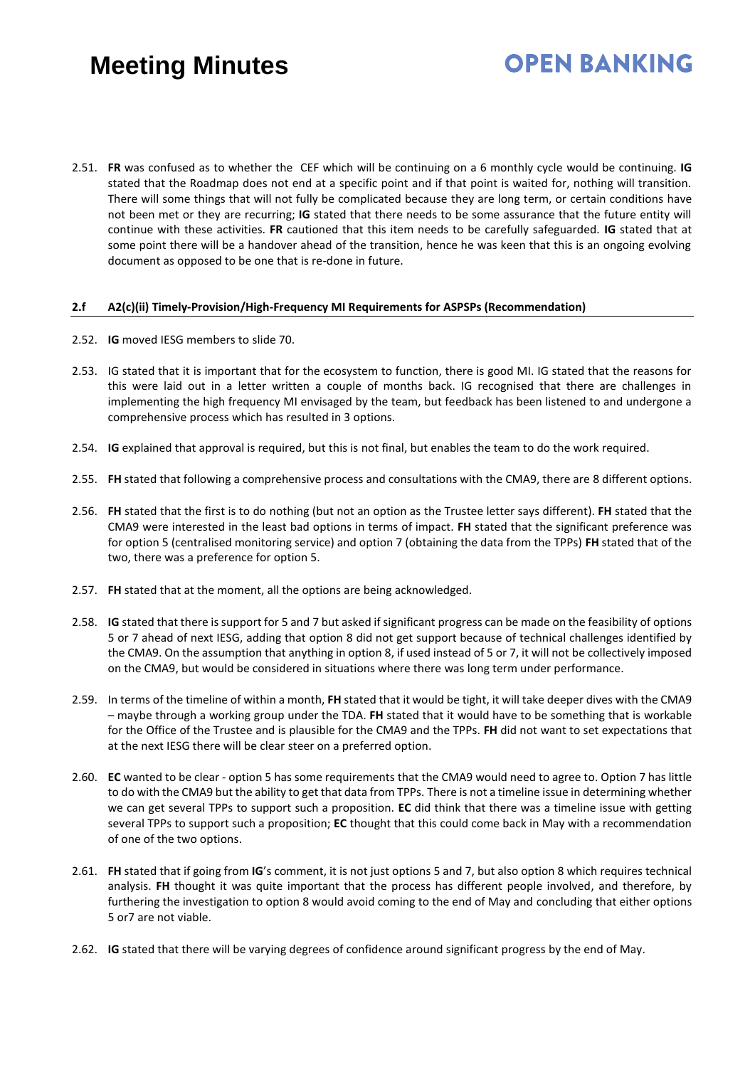2.51. **FR** was confused as to whether the  CEF which will be continuing on a 6 monthly cycle would be continuing. **IG** stated that the Roadmap does not end at a specific point and if that point is waited for, nothing will transition. There will some things that will not fully be complicated because they are long term, or certain conditions have not been met or they are recurring; **IG** stated that there needs to be some assurance that the future entity will continue with these activities. **FR** cautioned that this item needs to be carefully safeguarded. **IG** stated that at some point there will be a handover ahead of the transition, hence he was keen that this is an ongoing evolving document as opposed to be one that is re-done in future.

### 2.f A2(c)(ii) Timely-Provision/High-Frequency MI Requirements for ASPSPs (Recommendation)

2.52. **IG** moved IESG members to slide 70.

2.53. IG stated that it is important that for the ecosystem to function, there is good MI. IG stated that the reasons for this were laid out in a letter written a couple of months back. IG recognised that there are challenges in implementing the high frequency MI envisaged by the team, but feedback has been listened to and undergone a comprehensive process which has resulted in 3 options.

2.54. **IG** explained that approval is required, but this is not final, but enables the team to do the work required.

2.55. **FH** stated that following a comprehensive process and consultations with the CMA9, there are 8 different options.

2.56. **FH** stated that the first is to do nothing (but not an option as the Trustee letter says different). **FH** stated that the CMA9 were interested in the least bad options in terms of impact. **FH** stated that the significant preference was for option 5 (centralised monitoring service) and option 7 (obtaining the data from the TPPs) **FH** stated that of the two, there was a preference for option 5.

2.57. **FH** stated that at the moment, all the options are being acknowledged.

2.58. **IG** stated that there is support for 5 and 7 but asked if significant progress can be made on the feasibility of options 5 or 7 ahead of next IESG, adding that option 8 did not get support because of technical challenges identified by the CMA9. On the assumption that anything in option 8, if used instead of 5 or 7, it will not be collectively imposed on the CMA9, but would be considered in situations where there was long term under performance.

2.59. In terms of the timeline of within a month, **FH** stated that it would be tight, it will take deeper dives with the CMA9 – maybe through a working group under the TDA. **FH** stated that it would have to be something that is workable for the Office of the Trustee and is plausible for the CMA9 and the TPPs. **FH** did not want to set expectations that at the next IESG there will be clear steer on a preferred option.

2.60. **EC** wanted to be clear - option 5 has some requirements that the CMA9 would need to agree to. Option 7 has little to do with the CMA9 but the ability to get that data from TPPs. There is not a timeline issue in determining whether we can get several TPPs to support such a proposition. **EC** did think that there was a timeline issue with getting several TPPs to support such a proposition; **EC** thought that this could come back in May with a recommendation of one of the two options.

2.61. **FH** stated that if going from **IG**'s comment, it is not just options 5 and 7, but also option 8 which requires technical analysis. **FH** thought it was quite important that the process has different people involved, and therefore, by furthering the investigation to option 8 would avoid coming to the end of May and concluding that either options 5 or7 are not viable.

2.62. **IG** stated that there will be varying degrees of confidence around significant progress by the end of May.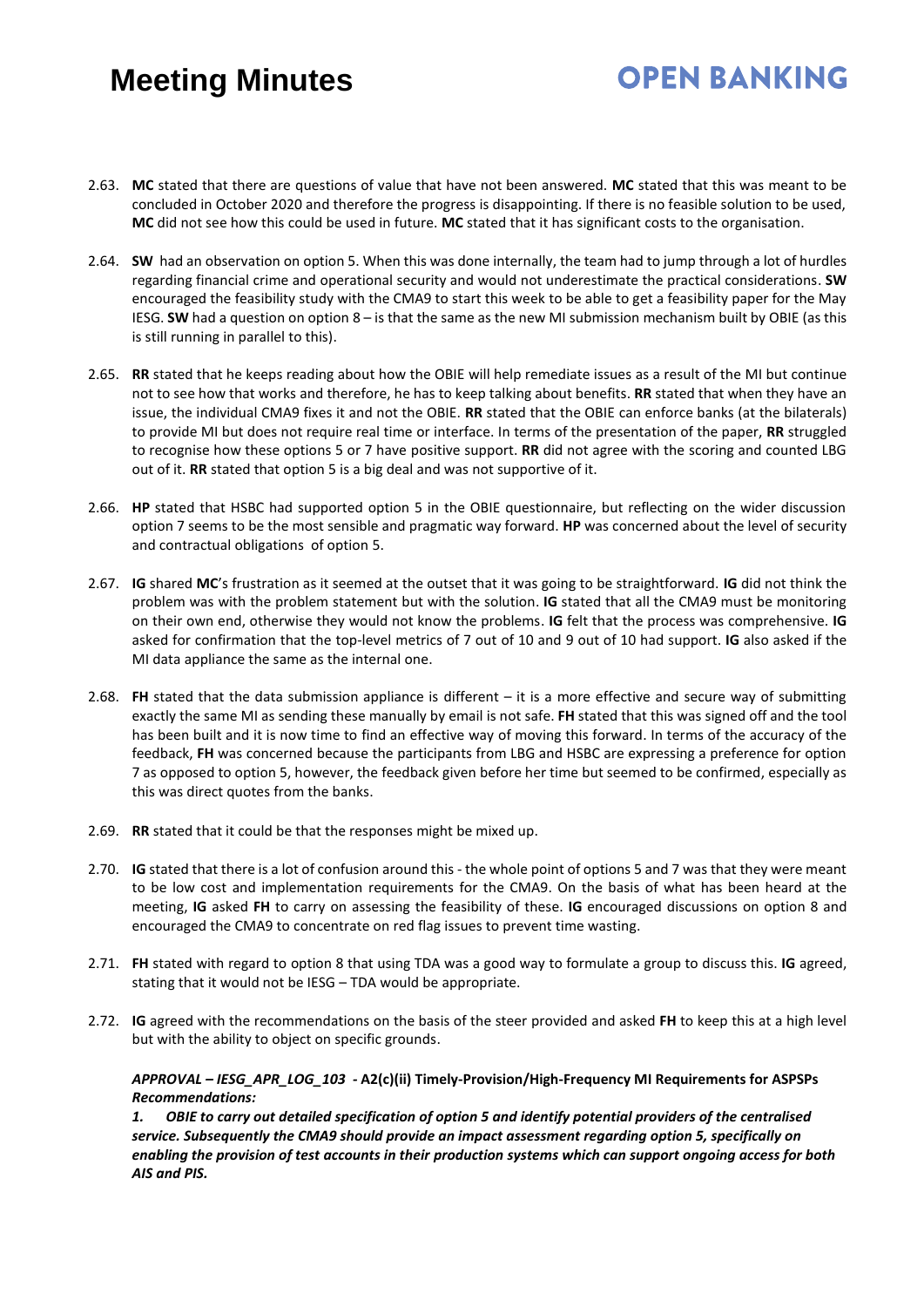2.63. **MC** stated that there are questions of value that have not been answered. **MC** stated that this was meant to be concluded in October 2020 and therefore the progress is disappointing. If there is no feasible solution to be used, **MC** did not see how this could be used in future. **MC** stated that it has significant costs to the organisation.

2.64. **SW** had an observation on option 5. When this was done internally, the team had to jump through a lot of hurdles regarding financial crime and operational security and would not underestimate the practical considerations. **SW** encouraged the feasibility study with the CMA9 to start this week to be able to get a feasibility paper for the May IESG. **SW** had a question on option 8 – is that the same as the new MI submission mechanism built by OBIE (as this is still running in parallel to this).

2.65. **RR** stated that he keeps reading about how the OBIE will help remediate issues as a result of the MI but continue not to see how that works and therefore, he has to keep talking about benefits. **RR** stated that when they have an issue, the individual CMA9 fixes it and not the OBIE. **RR** stated that the OBIE can enforce banks (at the bilaterals) to provide MI but does not require real time or interface. In terms of the presentation of the paper, **RR** struggled to recognise how these options 5 or 7 have positive support. **RR** did not agree with the scoring and counted LBG out of it. **RR** stated that option 5 is a big deal and was not supportive of it.

2.66. **HP** stated that HSBC had supported option 5 in the OBIE questionnaire, but reflecting on the wider discussion option 7 seems to be the most sensible and pragmatic way forward. **HP** was concerned about the level of security and contractual obligations of option 5.

2.67. **IG** shared **MC**'s frustration as it seemed at the outset that it was going to be straightforward. **IG** did not think the problem was with the problem statement but with the solution. **IG** stated that all the CMA9 must be monitoring on their own end, otherwise they would not know the problems. **IG** felt that the process was comprehensive. **IG** asked for confirmation that the top-level metrics of 7 out of 10 and 9 out of 10 had support. **IG** also asked if the MI data appliance the same as the internal one.

2.68. **FH** stated that the data submission appliance is different – it is a more effective and secure way of submitting exactly the same MI as sending these manually by email is not safe. **FH** stated that this was signed off and the tool has been built and it is now time to find an effective way of moving this forward. In terms of the accuracy of the feedback, **FH** was concerned because the participants from LBG and HSBC are expressing a preference for option 7 as opposed to option 5, however, the feedback given before her time but seemed to be confirmed, especially as this was direct quotes from the banks.

2.69. **RR** stated that it could be that the responses might be mixed up.

2.70. **IG** stated that there is a lot of confusion around this - the whole point of options 5 and 7 was that they were meant to be low cost and implementation requirements for the CMA9. On the basis of what has been heard at the meeting, **IG** asked **FH** to carry on assessing the feasibility of these. **IG** encouraged discussions on option 8 and encouraged the CMA9 to concentrate on red flag issues to prevent time wasting.

2.71. **FH** stated with regard to option 8 that using TDA was a good way to formulate a group to discuss this. **IG** agreed, stating that it would not be IESG – TDA would be appropriate.

2.72. **IG** agreed with the recommendations on the basis of the steer provided and asked **FH** to keep this at a high level but with the ability to object on specific grounds.

***APPROVAL – IESG_APR_LOG_103* - A2(c)(ii) Timely-Provision/High-Frequency MI Requirements for ASPSPs**
***Recommendations:***

***1. OBIE to carry out detailed specification of option 5 and identify potential providers of the centralised service. Subsequently the CMA9 should provide an impact assessment regarding option 5, specifically on enabling the provision of test accounts in their production systems which can support ongoing access for both AIS and PIS.***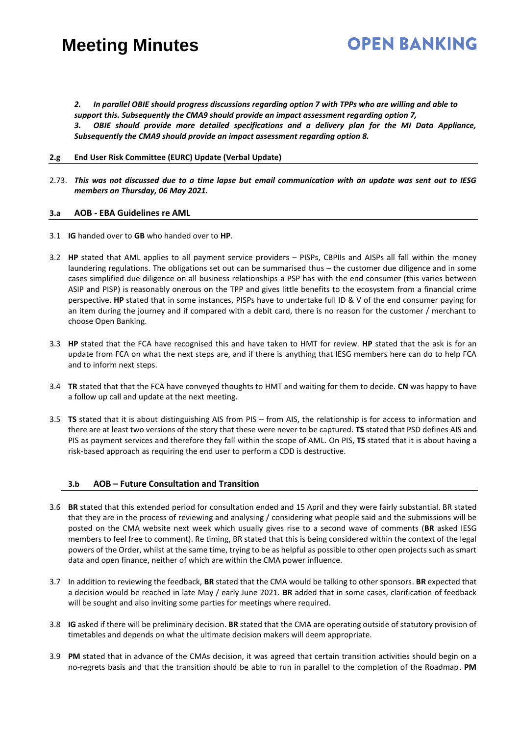*2. In parallel OBIE should progress discussions regarding option 7 with TPPs who are willing and able to support this. Subsequently the CMA9 should provide an impact assessment regarding option 7,*
*3. OBIE should provide more detailed specifications and a delivery plan for the MI Data Appliance, Subsequently the CMA9 should provide an impact assessment regarding option 8.*

### 2.g End User Risk Committee (EURC) Update (Verbal Update)

2.73. ***This was not discussed due to a time lapse but email communication with an update was sent out to IESG members on Thursday, 06 May 2021.***

### 3.a AOB - EBA Guidelines re AML

3.1 **IG** handed over to **GB** who handed over to **HP**.

3.2 **HP** stated that AML applies to all payment service providers – PISPs, CBPIIs and AISPs all fall within the money laundering regulations. The obligations set out can be summarised thus – the customer due diligence and in some cases simplified due diligence on all business relationships a PSP has with the end consumer (this varies between ASIP and PISP) is reasonably onerous on the TPP and gives little benefits to the ecosystem from a financial crime perspective. **HP** stated that in some instances, PISPs have to undertake full ID & V of the end consumer paying for an item during the journey and if compared with a debit card, there is no reason for the customer / merchant to choose Open Banking.

3.3 **HP** stated that the FCA have recognised this and have taken to HMT for review. **HP** stated that the ask is for an update from FCA on what the next steps are, and if there is anything that IESG members here can do to help FCA and to inform next steps.

3.4 **TR** stated that that the FCA have conveyed thoughts to HMT and waiting for them to decide. **CN** was happy to have a follow up call and update at the next meeting.

3.5 **TS** stated that it is about distinguishing AIS from PIS – from AIS, the relationship is for access to information and there are at least two versions of the story that these were never to be captured. **TS** stated that PSD defines AIS and PIS as payment services and therefore they fall within the scope of AML. On PIS, **TS** stated that it is about having a risk-based approach as requiring the end user to perform a CDD is destructive.

### 3.b AOB – Future Consultation and Transition

3.6 **BR** stated that this extended period for consultation ended and 15 April and they were fairly substantial. BR stated that they are in the process of reviewing and analysing / considering what people said and the submissions will be posted on the CMA website next week which usually gives rise to a second wave of comments (**BR** asked IESG members to feel free to comment). Re timing, BR stated that this is being considered within the context of the legal powers of the Order, whilst at the same time, trying to be as helpful as possible to other open projects such as smart data and open finance, neither of which are within the CMA power influence.

3.7 In addition to reviewing the feedback, **BR** stated that the CMA would be talking to other sponsors. **BR** expected that a decision would be reached in late May / early June 2021. **BR** added that in some cases, clarification of feedback will be sought and also inviting some parties for meetings where required.

3.8 **IG** asked if there will be preliminary decision. **BR** stated that the CMA are operating outside of statutory provision of timetables and depends on what the ultimate decision makers will deem appropriate.

3.9 **PM** stated that in advance of the CMAs decision, it was agreed that certain transition activities should begin on a no-regrets basis and that the transition should be able to run in parallel to the completion of the Roadmap. **PM**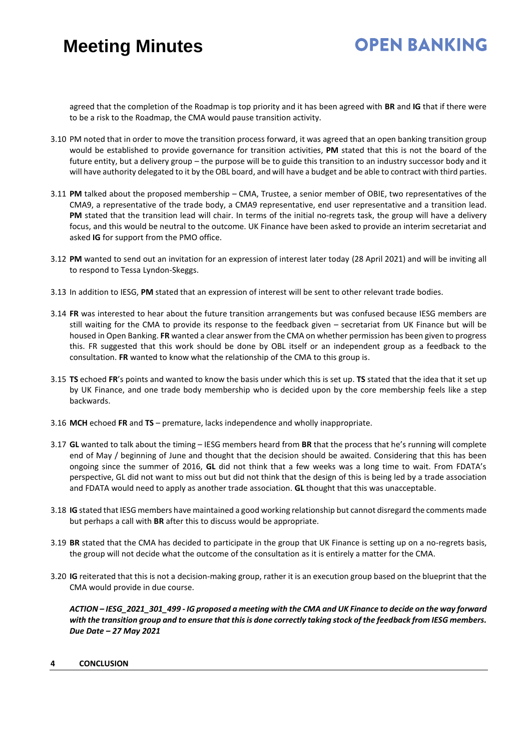agreed that the completion of the Roadmap is top priority and it has been agreed with **BR** and **IG** that if there were to be a risk to the Roadmap, the CMA would pause transition activity.

3.10 PM noted that in order to move the transition process forward, it was agreed that an open banking transition group would be established to provide governance for transition activities, **PM** stated that this is not the board of the future entity, but a delivery group – the purpose will be to guide this transition to an industry successor body and it will have authority delegated to it by the OBL board, and will have a budget and be able to contract with third parties.

3.11 **PM** talked about the proposed membership – CMA, Trustee, a senior member of OBIE, two representatives of the CMA9, a representative of the trade body, a CMA9 representative, end user representative and a transition lead. **PM** stated that the transition lead will chair. In terms of the initial no-regrets task, the group will have a delivery focus, and this would be neutral to the outcome. UK Finance have been asked to provide an interim secretariat and asked **IG** for support from the PMO office.

3.12 **PM** wanted to send out an invitation for an expression of interest later today (28 April 2021) and will be inviting all to respond to Tessa Lyndon-Skeggs.

3.13 In addition to IESG, **PM** stated that an expression of interest will be sent to other relevant trade bodies.

3.14 **FR** was interested to hear about the future transition arrangements but was confused because IESG members are still waiting for the CMA to provide its response to the feedback given – secretariat from UK Finance but will be housed in Open Banking. **FR** wanted a clear answer from the CMA on whether permission has been given to progress this. FR suggested that this work should be done by OBL itself or an independent group as a feedback to the consultation. **FR** wanted to know what the relationship of the CMA to this group is.

3.15 **TS** echoed **FR**'s points and wanted to know the basis under which this is set up. **TS** stated that the idea that it set up by UK Finance, and one trade body membership who is decided upon by the core membership feels like a step backwards.

3.16 **MCH** echoed **FR** and **TS** – premature, lacks independence and wholly inappropriate.

3.17 **GL** wanted to talk about the timing – IESG members heard from **BR** that the process that he's running will complete end of May / beginning of June and thought that the decision should be awaited. Considering that this has been ongoing since the summer of 2016, **GL** did not think that a few weeks was a long time to wait. From FDATA's perspective, GL did not want to miss out but did not think that the design of this is being led by a trade association and FDATA would need to apply as another trade association. **GL** thought that this was unacceptable.

3.18 **IG** stated that IESG members have maintained a good working relationship but cannot disregard the comments made but perhaps a call with **BR** after this to discuss would be appropriate.

3.19 **BR** stated that the CMA has decided to participate in the group that UK Finance is setting up on a no-regrets basis, the group will not decide what the outcome of the consultation as it is entirely a matter for the CMA.

3.20 **IG** reiterated that this is not a decision-making group, rather it is an execution group based on the blueprint that the CMA would provide in due course.

***ACTION – IESG_2021_301_499 - IG proposed a meeting with the CMA and UK Finance to decide on the way forward with the transition group and to ensure that this is done correctly taking stock of the feedback from IESG members. Due Date – 27 May 2021***

## 4 CONCLUSION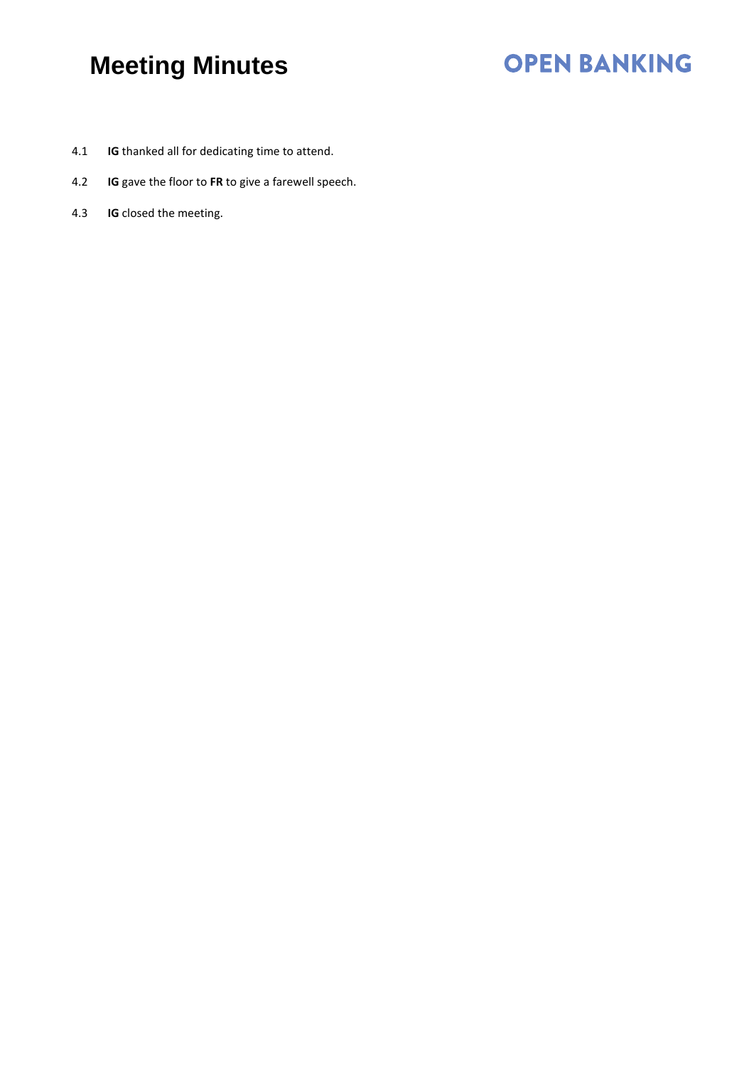4.1 **IG** thanked all for dedicating time to attend.

4.2 **IG** gave the floor to **FR** to give a farewell speech.

4.3 **IG** closed the meeting.